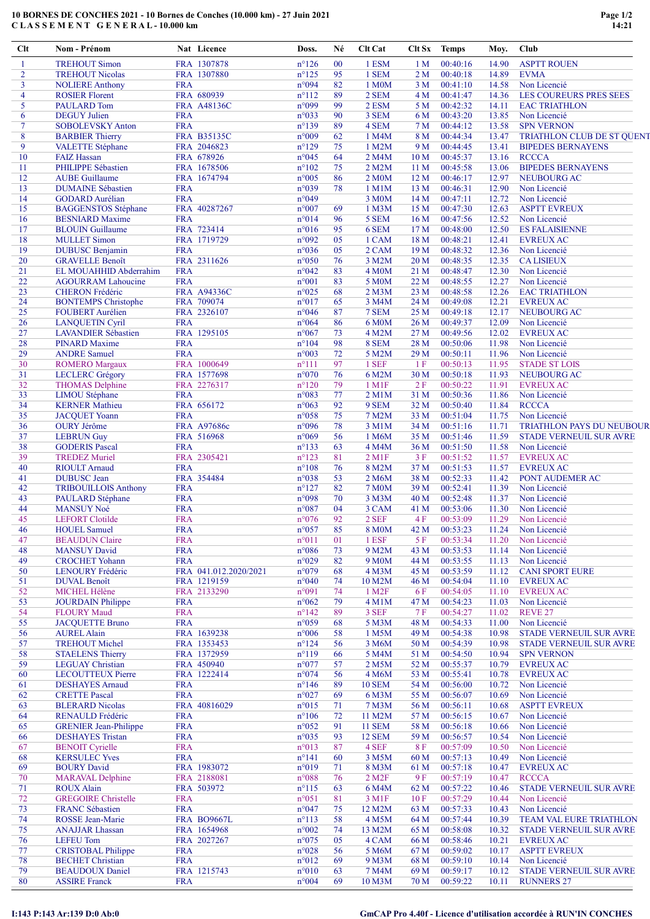# 10 BORNES DE CONCHES 2021 - 10 Bornes de Conches (10.000 km) - 27 Juin 2021

## C L A S S E M E N T   G E N E R A L - 10.000 km

| Clt | Nom - Prénom | Nat | Licence | Doss. | Né | Clt Cat | Clt Sx | Temps | Moy. | Club |
|---|---|---|---|---|---|---|---|---|---|---|
| 1 | TREHOUT Simon | FRA | 1307878 | n°126 | 00 | 1 ESM | 1 M | 00:40:16 | 14.90 | ASPTT ROUEN |
| 2 | TREHOUT Nicolas | FRA | 1307880 | n°125 | 95 | 1 SEM | 2 M | 00:40:18 | 14.89 | EVMA |
| 3 | NOLIERE Anthony | FRA | | n°094 | 82 | 1 M0M | 3 M | 00:41:10 | 14.58 | Non Licencié |
| 4 | ROSIER Florent | FRA | 680939 | n°112 | 89 | 2 SEM | 4 M | 00:41:47 | 14.36 | LES COUREURS PRES SEES |
| 5 | PAULARD Tom | FRA | A48136C | n°099 | 99 | 2 ESM | 5 M | 00:42:32 | 14.11 | EAC TRIATHLON |
| 6 | DEGUY Julien | FRA | | n°033 | 90 | 3 SEM | 6 M | 00:43:20 | 13.85 | Non Licencié |
| 7 | SOBOLEVSKY Anton | FRA | | n°139 | 89 | 4 SEM | 7 M | 00:44:12 | 13.58 | SPN VERNON |
| 8 | BARBIER Thierry | FRA | B35135C | n°009 | 62 | 1 M4M | 8 M | 00:44:34 | 13.47 | TRIATHLON CLUB DE ST QUENT |
| 9 | VALETTE Stéphane | FRA | 2046823 | n°129 | 75 | 1 M2M | 9 M | 00:44:45 | 13.41 | BIPEDES BERNAYENS |
| 10 | FAIZ Hassan | FRA | 678926 | n°045 | 64 | 2 M4M | 10 M | 00:45:37 | 13.16 | RCCCA |
| 11 | PHILIPPE Sébastien | FRA | 1678506 | n°102 | 75 | 2 M2M | 11 M | 00:45:58 | 13.06 | BIPEDES BERNAYENS |
| 12 | AUBE Guillaume | FRA | 1674794 | n°005 | 86 | 2 M0M | 12 M | 00:46:17 | 12.97 | NEUBOURG AC |
| 13 | DUMAINE Sébastien | FRA | | n°039 | 78 | 1 M1M | 13 M | 00:46:31 | 12.90 | Non Licencié |
| 14 | GODARD Aurélian | FRA | | n°049 | | 3 M0M | 14 M | 00:47:11 | 12.72 | Non Licencié |
| 15 | BAGGENSTOS Stéphane | FRA | 40287267 | n°007 | 69 | 1 M3M | 15 M | 00:47:30 | 12.63 | ASPTT EVREUX |
| 16 | BESNIARD Maxime | FRA | | n°014 | 96 | 5 SEM | 16 M | 00:47:56 | 12.52 | Non Licencié |
| 17 | BLOUIN Guillaume | FRA | 723414 | n°016 | 95 | 6 SEM | 17 M | 00:48:00 | 12.50 | ES FALAISIENNE |
| 18 | MULLET Simon | FRA | 1719729 | n°092 | 05 | 1 CAM | 18 M | 00:48:21 | 12.41 | EVREUX AC |
| 19 | DUBUSC Benjamin | FRA | | n°036 | 05 | 2 CAM | 19 M | 00:48:32 | 12.36 | Non Licencié |
| 20 | GRAVELLE Benoît | FRA | 2311626 | n°050 | 76 | 3 M2M | 20 M | 00:48:35 | 12.35 | CA LISIEUX |
| 21 | EL MOUAHHID Abderrahim | FRA | | n°042 | 83 | 4 M0M | 21 M | 00:48:47 | 12.30 | Non Licencié |
| 22 | AGOURRAM Lahoucine | FRA | | n°001 | 83 | 5 M0M | 22 M | 00:48:55 | 12.27 | Non Licencié |
| 23 | CHERON Frédéric | FRA | A94336C | n°025 | 68 | 2 M3M | 23 M | 00:48:58 | 12.26 | EAC TRIATHLON |
| 24 | BONTEMPS Christophe | FRA | 709074 | n°017 | 65 | 3 M4M | 24 M | 00:49:08 | 12.21 | EVREUX AC |
| 25 | FOUBERT Aurélien | FRA | 2326107 | n°046 | 87 | 7 SEM | 25 M | 00:49:18 | 12.17 | NEUBOURG AC |
| 26 | LANQUETIN Cyril | FRA | | n°064 | 86 | 6 M0M | 26 M | 00:49:37 | 12.09 | Non Licencié |
| 27 | LAVANDIER Sébastien | FRA | 1295105 | n°067 | 73 | 4 M2M | 27 M | 00:49:56 | 12.02 | EVREUX AC |
| 28 | PINARD Maxime | FRA | | n°104 | 98 | 8 SEM | 28 M | 00:50:06 | 11.98 | Non Licencié |
| 29 | ANDRE Samuel | FRA | | n°003 | 72 | 5 M2M | 29 M | 00:50:11 | 11.96 | Non Licencié |
| 30 | ROMERO Margaux | FRA | 1000649 | n°111 | 97 | 1 SEF | 1 F | 00:50:13 | 11.95 | STADE ST LOIS |
| 31 | LECLERC Grégory | FRA | 1577698 | n°070 | 76 | 6 M2M | 30 M | 00:50:18 | 11.93 | NEUBOURG AC |
| 32 | THOMAS Delphine | FRA | 2276317 | n°120 | 79 | 1 M1F | 2 F | 00:50:22 | 11.91 | EVREUX AC |
| 33 | LIMOU Stéphane | FRA | | n°083 | 77 | 2 M1M | 31 M | 00:50:36 | 11.86 | Non Licencié |
| 34 | KERNER Mathieu | FRA | 656172 | n°063 | 92 | 9 SEM | 32 M | 00:50:40 | 11.84 | RCCCA |
| 35 | JACQUET Yoann | FRA | | n°058 | 75 | 7 M2M | 33 M | 00:51:04 | 11.75 | Non Licencié |
| 36 | OURY Jérôme | FRA | A97686c | n°096 | 78 | 3 M1M | 34 M | 00:51:16 | 11.71 | TRIATHLON PAYS DU NEUBOUR |
| 37 | LEBRUN Guy | FRA | 516968 | n°069 | 56 | 1 M6M | 35 M | 00:51:46 | 11.59 | STADE VERNEUIL SUR AVRE |
| 38 | GODERIS Pascal | FRA | | n°133 | 63 | 4 M4M | 36 M | 00:51:50 | 11.58 | Non Licencié |
| 39 | TREDEZ Muriel | FRA | 2305421 | n°123 | 81 | 2 M1F | 3 F | 00:51:52 | 11.57 | EVREUX AC |
| 40 | RIOULT Arnaud | FRA | | n°108 | 76 | 8 M2M | 37 M | 00:51:53 | 11.57 | Non Licencié |
| 41 | DUBUSC Jean | FRA | 354484 | n°038 | 53 | 2 M6M | 38 M | 00:52:33 | 11.42 | PONT AUDEMER AC |
| 42 | TRIBOUILLOIS Anthony | FRA | | n°127 | 82 | 7 M0M | 39 M | 00:52:41 | 11.39 | Non Licencié |
| 43 | PAULARD Stéphane | FRA | | n°098 | 70 | 3 M3M | 40 M | 00:52:48 | 11.37 | Non Licencié |
| 44 | MANSUY Noé | FRA | | n°087 | 04 | 3 CAM | 41 M | 00:53:06 | 11.30 | Non Licencié |
| 45 | LEFORT Clotilde | FRA | | n°076 | 92 | 2 SEF | 4 F | 00:53:09 | 11.29 | Non Licencié |
| 46 | HOUEL Samuel | FRA | | n°057 | 85 | 8 M0M | 42 M | 00:53:23 | 11.24 | Non Licencié |
| 47 | BEAUDUN Claire | FRA | | n°011 | 01 | 1 ESF | 5 F | 00:53:34 | 11.20 | Non Licencié |
| 48 | MANSUY David | FRA | | n°086 | 73 | 9 M2M | 43 M | 00:53:53 | 11.14 | Non Licencié |
| 49 | CROCHET Yohann | FRA | | n°029 | 82 | 9 M0M | 44 M | 00:53:55 | 11.13 | Non Licencié |
| 50 | LENOURY Frédéric | FRA | 041.012.2020/2021 | n°079 | 68 | 4 M3M | 45 M | 00:53:59 | 11.12 | CANI SPORT EURE |
| 51 | DUVAL Benoît | FRA | 1219159 | n°040 | 76 | 10 M2M | 46 M | 00:54:04 | 11.10 | EVREUX AC |
| 52 | MICHEL Hélène | FRA | 2133290 | n°091 | 74 | 1 M2F | 6 F | 00:54:05 | 11.10 | EVREUX AC |
| 53 | JOURDAIN Philippe | FRA | | n°062 | 79 | 4 M1M | 47 M | 00:54:23 | 11.03 | Non Licencié |
| 54 | FLOURY Maud | FRA | | n°142 | 89 | 3 SEF | 7 F | 00:54:27 | 11.02 | REVE 27 |
| 55 | JACQUETTE Bruno | FRA | | n°059 | 68 | 5 M3M | 48 M | 00:54:33 | 11.00 | Non Licencié |
| 56 | AUREL Alain | FRA | 1639238 | n°006 | 58 | 1 M5M | 49 M | 00:54:38 | 10.98 | STADE VERNEUIL SUR AVRE |
| 57 | TREHOUT Michel | FRA | 1353453 | n°124 | 56 | 3 M6M | 50 M | 00:54:39 | 10.98 | STADE VERNEUIL SUR AVRE |
| 58 | STAELENS Thierry | FRA | 1372959 | n°119 | 66 | 5 M4M | 51 M | 00:54:50 | 10.94 | SPN VERNON |
| 59 | LEGUAY Christian | FRA | 450940 | n°077 | 57 | 2 M5M | 52 M | 00:55:37 | 10.79 | EVREUX AC |
| 60 | LECOUTTEUX Pierre | FRA | 1222414 | n°074 | 56 | 4 M6M | 53 M | 00:55:41 | 10.78 | EVREUX AC |
| 61 | DESHAYES Arnaud | FRA | | n°146 | 89 | 10 SEM | 54 M | 00:56:00 | 10.72 | Non Licencié |
| 62 | CRETTE Pascal | FRA | | n°027 | 69 | 6 M3M | 55 M | 00:56:07 | 10.69 | Non Licencié |
| 63 | BLERARD Nicolas | FRA | 40816029 | n°015 | 71 | 7 M3M | 56 M | 00:56:11 | 10.68 | ASPTT EVREUX |
| 64 | RENAULD Frédéric | FRA | | n°106 | 72 | 11 M2M | 57 M | 00:56:15 | 10.67 | Non Licencié |
| 65 | GRENIER Jean-Philippe | FRA | | n°052 | 91 | 11 SEM | 58 M | 00:56:18 | 10.66 | Non Licencié |
| 66 | DESHAYES Tristan | FRA | | n°035 | 93 | 12 SEM | 59 M | 00:56:57 | 10.54 | Non Licencié |
| 67 | BENOIT Cyrielle | FRA | | n°013 | 87 | 4 SEF | 8 F | 00:57:09 | 10.50 | Non Licencié |
| 68 | KERSULEC Yves | FRA | | n°141 | 60 | 3 M5M | 60 M | 00:57:13 | 10.49 | Non Licencié |
| 69 | BOURY David | FRA | 1983072 | n°019 | 71 | 8 M3M | 61 M | 00:57:18 | 10.47 | EVREUX AC |
| 70 | MARAVAL Delphine | FRA | 2188081 | n°088 | 76 | 2 M2F | 9 F | 00:57:19 | 10.47 | RCCCA |
| 71 | ROUX Alain | FRA | 503972 | n°115 | 63 | 6 M4M | 62 M | 00:57:22 | 10.46 | STADE VERNEUIL SUR AVRE |
| 72 | GREGOIRE Christelle | FRA | | n°051 | 81 | 3 M1F | 10 F | 00:57:29 | 10.44 | Non Licencié |
| 73 | FRANC Sébastien | FRA | | n°047 | 75 | 12 M2M | 63 M | 00:57:33 | 10.43 | Non Licencié |
| 74 | ROSSE Jean-Marie | FRA | BO9667L | n°113 | 58 | 4 M5M | 64 M | 00:57:44 | 10.39 | TEAM VAL EURE TRIATHLON |
| 75 | ANAJJAR Lhassan | FRA | 1654968 | n°002 | 74 | 13 M2M | 65 M | 00:58:08 | 10.32 | STADE VERNEUIL SUR AVRE |
| 76 | LEFEU Tom | FRA | 2027267 | n°075 | 05 | 4 CAM | 66 M | 00:58:46 | 10.21 | EVREUX AC |
| 77 | CRISTOBAL Philippe | FRA | | n°028 | 56 | 5 M6M | 67 M | 00:59:02 | 10.17 | ASPTT EVREUX |
| 78 | BECHET Christian | FRA | | n°012 | 69 | 9 M3M | 68 M | 00:59:10 | 10.14 | Non Licencié |
| 79 | BEAUDOUX Daniel | FRA | 1215743 | n°010 | 63 | 7 M4M | 69 M | 00:59:17 | 10.12 | STADE VERNEUIL SUR AVRE |
| 80 | ASSIRE Franck | FRA | | n°004 | 69 | 10 M3M | 70 M | 00:59:22 | 10.11 | RUNNERS 27 |

I:143 P:143 Ar:139 D:0 Ab:0

GmCAP Pro 4.40f - Licence d'utilisation accordée à RUN'IN CONCHES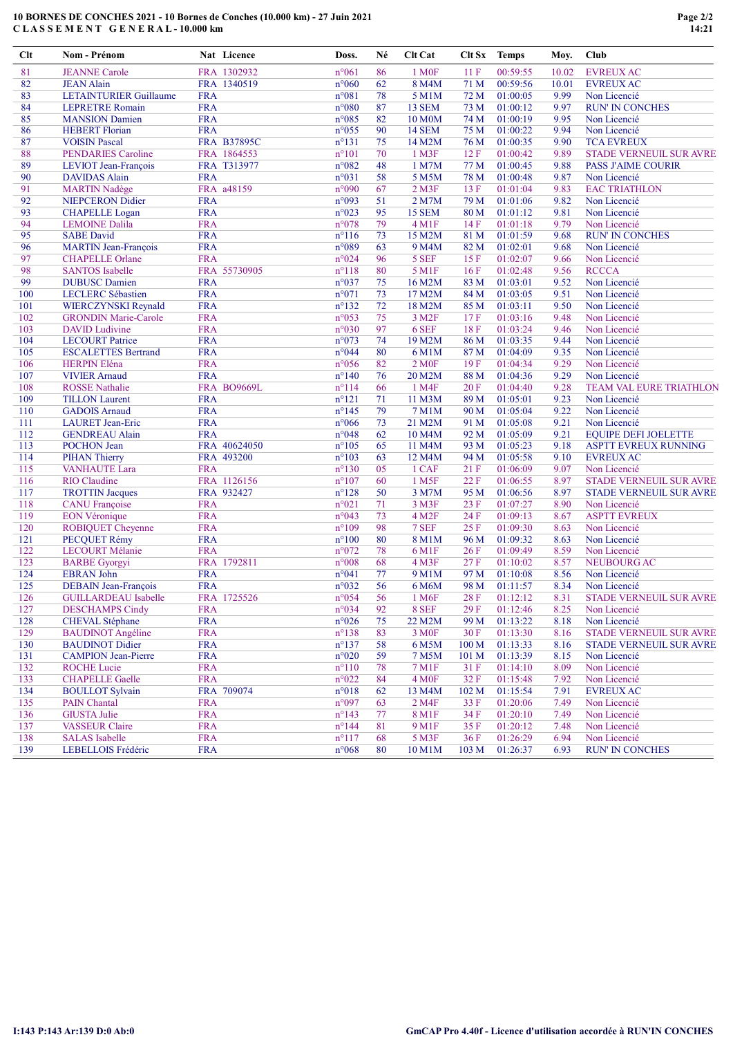# 10 BORNES DE CONCHES 2021 - 10 Bornes de Conches (10.000 km) - 27 Juin 2021
## CLASSEMENT GENERAL - 10.000 km

| Clt | Nom - Prénom | Nat | Licence | Doss. | Né | Clt Cat | Clt Sx | Temps | Moy. | Club |
|---|---|---|---|---|---|---|---|---|---|---|
| 81 | JEANNE Carole | FRA | 1302932 | n°061 | 86 | 1 M0F | 11 F | 00:59:55 | 10.02 | EVREUX AC |
| 82 | JEAN Alain | FRA | 1340519 | n°060 | 62 | 8 M4M | 71 M | 00:59:56 | 10.01 | EVREUX AC |
| 83 | LETAINTURIER Guillaume | FRA | | n°081 | 78 | 5 M1M | 72 M | 01:00:05 | 9.99 | Non Licencié |
| 84 | LEPRETRE Romain | FRA | | n°080 | 87 | 13 SEM | 73 M | 01:00:12 | 9.97 | RUN' IN CONCHES |
| 85 | MANSION Damien | FRA | | n°085 | 82 | 10 M0M | 74 M | 01:00:19 | 9.95 | Non Licencié |
| 86 | HEBERT Florian | FRA | | n°055 | 90 | 14 SEM | 75 M | 01:00:22 | 9.94 | Non Licencié |
| 87 | VOISIN Pascal | FRA | B37895C | n°131 | 75 | 14 M2M | 76 M | 01:00:35 | 9.90 | TCA EVREUX |
| 88 | PENDARIES Caroline | FRA | 1864553 | n°101 | 70 | 1 M3F | 12 F | 01:00:42 | 9.89 | STADE VERNEUIL SUR AVRE |
| 89 | LEVIOT Jean-François | FRA | T313977 | n°082 | 48 | 1 M7M | 77 M | 01:00:45 | 9.88 | PASS J'AIME COURIR |
| 90 | DAVIDAS Alain | FRA | | n°031 | 58 | 5 M5M | 78 M | 01:00:48 | 9.87 | Non Licencié |
| 91 | MARTIN Nadège | FRA | a48159 | n°090 | 67 | 2 M3F | 13 F | 01:01:04 | 9.83 | EAC TRIATHLON |
| 92 | NIEPCERON Didier | FRA | | n°093 | 51 | 2 M7M | 79 M | 01:01:06 | 9.82 | Non Licencié |
| 93 | CHAPELLE Logan | FRA | | n°023 | 95 | 15 SEM | 80 M | 01:01:12 | 9.81 | Non Licencié |
| 94 | LEMOINE Dalila | FRA | | n°078 | 79 | 4 M1F | 14 F | 01:01:18 | 9.79 | Non Licencié |
| 95 | SABE David | FRA | | n°116 | 73 | 15 M2M | 81 M | 01:01:59 | 9.68 | RUN' IN CONCHES |
| 96 | MARTIN Jean-François | FRA | | n°089 | 63 | 9 M4M | 82 M | 01:02:01 | 9.68 | Non Licencié |
| 97 | CHAPELLE Orlane | FRA | | n°024 | 96 | 5 SEF | 15 F | 01:02:07 | 9.66 | Non Licencié |
| 98 | SANTOS Isabelle | FRA | 55730905 | n°118 | 80 | 5 M1F | 16 F | 01:02:48 | 9.56 | RCCCA |
| 99 | DUBUSC Damien | FRA | | n°037 | 75 | 16 M2M | 83 M | 01:03:01 | 9.52 | Non Licencié |
| 100 | LECLERC Sébastien | FRA | | n°071 | 73 | 17 M2M | 84 M | 01:03:05 | 9.51 | Non Licencié |
| 101 | WIERCZYNSKI Reynald | FRA | | n°132 | 72 | 18 M2M | 85 M | 01:03:11 | 9.50 | Non Licencié |
| 102 | GRONDIN Marie-Carole | FRA | | n°053 | 75 | 3 M2F | 17 F | 01:03:16 | 9.48 | Non Licencié |
| 103 | DAVID Ludivine | FRA | | n°030 | 97 | 6 SEF | 18 F | 01:03:24 | 9.46 | Non Licencié |
| 104 | LECOURT Patrice | FRA | | n°073 | 74 | 19 M2M | 86 M | 01:03:35 | 9.44 | Non Licencié |
| 105 | ESCALETTES Bertrand | FRA | | n°044 | 80 | 6 M1M | 87 M | 01:04:09 | 9.35 | Non Licencié |
| 106 | HERPIN Eléna | FRA | | n°056 | 82 | 2 M0F | 19 F | 01:04:34 | 9.29 | Non Licencié |
| 107 | VIVIER Arnaud | FRA | | n°140 | 76 | 20 M2M | 88 M | 01:04:36 | 9.29 | Non Licencié |
| 108 | ROSSE Nathalie | FRA | BO9669L | n°114 | 66 | 1 M4F | 20 F | 01:04:40 | 9.28 | TEAM VAL EURE TRIATHLON |
| 109 | TILLON Laurent | FRA | | n°121 | 71 | 11 M3M | 89 M | 01:05:01 | 9.23 | Non Licencié |
| 110 | GADOIS Arnaud | FRA | | n°145 | 79 | 7 M1M | 90 M | 01:05:04 | 9.22 | Non Licencié |
| 111 | LAURET Jean-Eric | FRA | | n°066 | 73 | 21 M2M | 91 M | 01:05:08 | 9.21 | Non Licencié |
| 112 | GENDREAU Alain | FRA | | n°048 | 62 | 10 M4M | 92 M | 01:05:09 | 9.21 | EQUIPE DEFI JOELETTE |
| 113 | POCHON Jean | FRA | 40624050 | n°105 | 65 | 11 M4M | 93 M | 01:05:23 | 9.18 | ASPTT EVREUX RUNNING |
| 114 | PIHAN Thierry | FRA | 493200 | n°103 | 63 | 12 M4M | 94 M | 01:05:58 | 9.10 | EVREUX AC |
| 115 | VANHAUTE Lara | FRA | | n°130 | 05 | 1 CAF | 21 F | 01:06:09 | 9.07 | Non Licencié |
| 116 | RIO Claudine | FRA | 1126156 | n°107 | 60 | 1 M5F | 22 F | 01:06:55 | 8.97 | STADE VERNEUIL SUR AVRE |
| 117 | TROTTIN Jacques | FRA | 932427 | n°128 | 50 | 3 M7M | 95 M | 01:06:56 | 8.97 | STADE VERNEUIL SUR AVRE |
| 118 | CANU Françoise | FRA | | n°021 | 71 | 3 M3F | 23 F | 01:07:27 | 8.90 | Non Licencié |
| 119 | EON Véronique | FRA | | n°043 | 73 | 4 M2F | 24 F | 01:09:13 | 8.67 | ASPTT EVREUX |
| 120 | ROBIQUET Cheyenne | FRA | | n°109 | 98 | 7 SEF | 25 F | 01:09:30 | 8.63 | Non Licencié |
| 121 | PECQUET Rémy | FRA | | n°100 | 80 | 8 M1M | 96 M | 01:09:32 | 8.63 | Non Licencié |
| 122 | LECOURT Mélanie | FRA | | n°072 | 78 | 6 M1F | 26 F | 01:09:49 | 8.59 | Non Licencié |
| 123 | BARBE Gyorgyi | FRA | 1792811 | n°008 | 68 | 4 M3F | 27 F | 01:10:02 | 8.57 | NEUBOURG AC |
| 124 | EBRAN John | FRA | | n°041 | 77 | 9 M1M | 97 M | 01:10:08 | 8.56 | Non Licencié |
| 125 | DEBAIN Jean-François | FRA | | n°032 | 56 | 6 M6M | 98 M | 01:11:57 | 8.34 | Non Licencié |
| 126 | GUILLARDEAU Isabelle | FRA | 1725526 | n°054 | 56 | 1 M6F | 28 F | 01:12:12 | 8.31 | STADE VERNEUIL SUR AVRE |
| 127 | DESCHAMPS Cindy | FRA | | n°034 | 92 | 8 SEF | 29 F | 01:12:46 | 8.25 | Non Licencié |
| 128 | CHEVAL Stéphane | FRA | | n°026 | 75 | 22 M2M | 99 M | 01:13:22 | 8.18 | Non Licencié |
| 129 | BAUDINOT Angéline | FRA | | n°138 | 83 | 3 M0F | 30 F | 01:13:30 | 8.16 | STADE VERNEUIL SUR AVRE |
| 130 | BAUDINOT Didier | FRA | | n°137 | 58 | 6 M5M | 100 M | 01:13:33 | 8.16 | STADE VERNEUIL SUR AVRE |
| 131 | CAMPION Jean-Pierre | FRA | | n°020 | 59 | 7 M5M | 101 M | 01:13:39 | 8.15 | Non Licencié |
| 132 | ROCHE Lucie | FRA | | n°110 | 78 | 7 M1F | 31 F | 01:14:10 | 8.09 | Non Licencié |
| 133 | CHAPELLE Gaelle | FRA | | n°022 | 84 | 4 M0F | 32 F | 01:15:48 | 7.92 | Non Licencié |
| 134 | BOULLOT Sylvain | FRA | 709074 | n°018 | 62 | 13 M4M | 102 M | 01:15:54 | 7.91 | EVREUX AC |
| 135 | PAIN Chantal | FRA | | n°097 | 63 | 2 M4F | 33 F | 01:20:06 | 7.49 | Non Licencié |
| 136 | GIUSTA Julie | FRA | | n°143 | 77 | 8 M1F | 34 F | 01:20:10 | 7.49 | Non Licencié |
| 137 | VASSEUR Claire | FRA | | n°144 | 81 | 9 M1F | 35 F | 01:20:12 | 7.48 | Non Licencié |
| 138 | SALAS Isabelle | FRA | | n°117 | 68 | 5 M3F | 36 F | 01:26:29 | 6.94 | Non Licencié |
| 139 | LEBELLOIS Frédéric | FRA | | n°068 | 80 | 10 M1M | 103 M | 01:26:37 | 6.93 | RUN' IN CONCHES |

I:143 P:143 Ar:139 D:0 Ab:0

GmCAP Pro 4.40f - Licence d'utilisation accordée à RUN'IN CONCHES